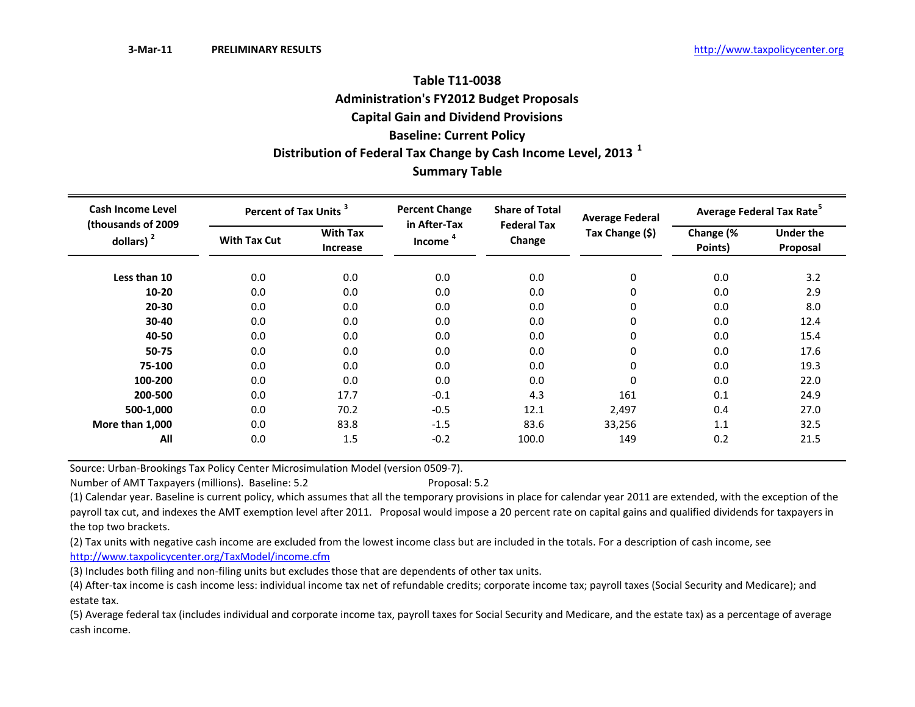3-Mar-11 **PRELIMINARY RESULTS** http://www.taxpolicycenter.org

# Table T11-0038
## Administration's FY2012 Budget Proposals
## Capital Gain and Dividend Provisions
## Baseline: Current Policy
## Distribution of Federal Tax Change by Cash Income Level, 2013 [1]
## Summary Table

| Cash Income Level (thousands of 2009 dollars) [2] | Percent of Tax Units [3] | | Percent Change in After-Tax Income [4] | Share of Total Federal Tax Change | Average Federal Tax Change ($) | Average Federal Tax Rate[5] | |
|---|---|---|---|---|---|---|---|
| | With Tax Cut | With Tax Increase | | | | Change (% Points) | Under the Proposal |
| **Less than 10** | 0.0 | 0.0 | 0.0 | 0.0 | 0 | 0.0 | 3.2 |
| **10-20** | 0.0 | 0.0 | 0.0 | 0.0 | 0 | 0.0 | 2.9 |
| **20-30** | 0.0 | 0.0 | 0.0 | 0.0 | 0 | 0.0 | 8.0 |
| **30-40** | 0.0 | 0.0 | 0.0 | 0.0 | 0 | 0.0 | 12.4 |
| **40-50** | 0.0 | 0.0 | 0.0 | 0.0 | 0 | 0.0 | 15.4 |
| **50-75** | 0.0 | 0.0 | 0.0 | 0.0 | 0 | 0.0 | 17.6 |
| **75-100** | 0.0 | 0.0 | 0.0 | 0.0 | 0 | 0.0 | 19.3 |
| **100-200** | 0.0 | 0.0 | 0.0 | 0.0 | 0 | 0.0 | 22.0 |
| **200-500** | 0.0 | 17.7 | -0.1 | 4.3 | 161 | 0.1 | 24.9 |
| **500-1,000** | 0.0 | 70.2 | -0.5 | 12.1 | 2,497 | 0.4 | 27.0 |
| **More than 1,000** | 0.0 | 83.8 | -1.5 | 83.6 | 33,256 | 1.1 | 32.5 |
| **All** | 0.0 | 1.5 | -0.2 | 100.0 | 149 | 0.2 | 21.5 |

Source: Urban-Brookings Tax Policy Center Microsimulation Model (version 0509-7).

Number of AMT Taxpayers (millions). Baseline: 5.2 Proposal: 5.2

(1) Calendar year. Baseline is current policy, which assumes that all the temporary provisions in place for calendar year 2011 are extended, with the exception of the payroll tax cut, and indexes the AMT exemption level after 2011. Proposal would impose a 20 percent rate on capital gains and qualified dividends for taxpayers in the top two brackets.

(2) Tax units with negative cash income are excluded from the lowest income class but are included in the totals. For a description of cash income, see http://www.taxpolicycenter.org/TaxModel/income.cfm

(3) Includes both filing and non-filing units but excludes those that are dependents of other tax units.

(4) After-tax income is cash income less: individual income tax net of refundable credits; corporate income tax; payroll taxes (Social Security and Medicare); and estate tax.

(5) Average federal tax (includes individual and corporate income tax, payroll taxes for Social Security and Medicare, and the estate tax) as a percentage of average cash income.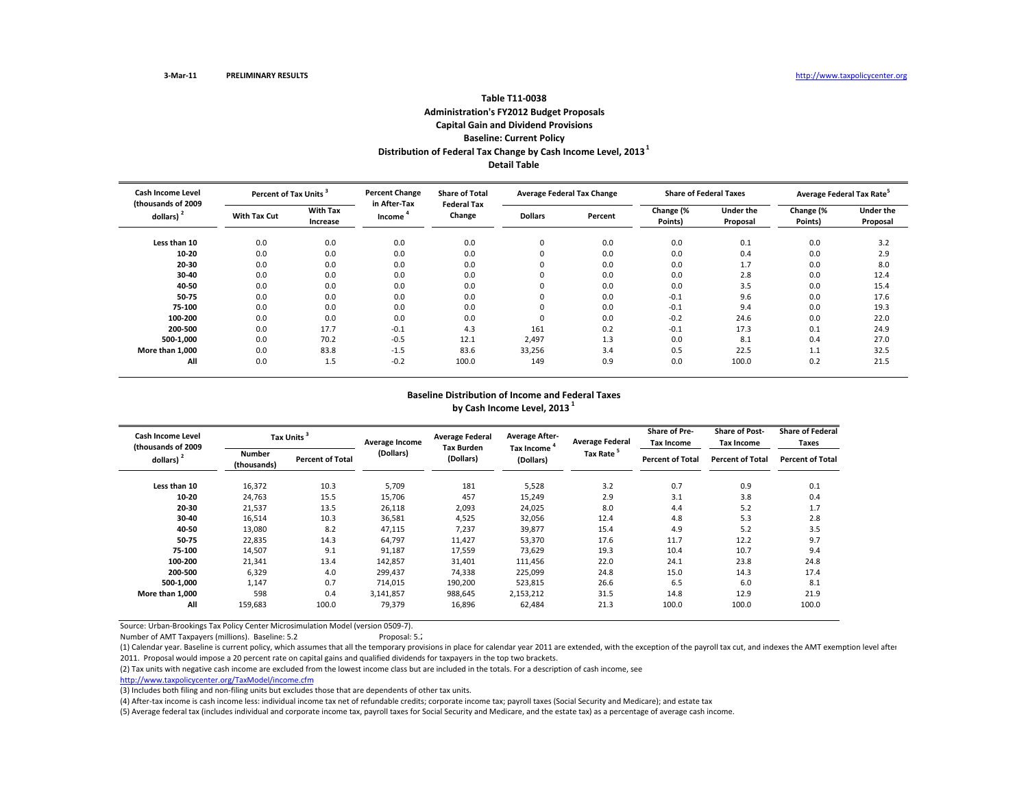3-Mar-11 PRELIMINARY RESULTS http://www.taxpolicycenter.org

## Table T11-0038
## Administration's FY2012 Budget Proposals
## Capital Gain and Dividend Provisions
## Baseline: Current Policy
## Distribution of Federal Tax Change by Cash Income Level, 2013 [1]
## Detail Table

| Cash Income Level (thousands of 2009 dollars) [2] | Percent of Tax Units [3] | | Percent Change in After-Tax Income [4] | Share of Total Federal Tax Change | Average Federal Tax Change | | Share of Federal Taxes | | Average Federal Tax Rate [5] | |
|---|---|---|---|---|---|---|---|---|---|---|
| | With Tax Cut | With Tax Increase | | | Dollars | Percent | Change (% Points) | Under the Proposal | Change (% Points) | Under the Proposal |
| Less than 10 | 0.0 | 0.0 | 0.0 | 0.0 | 0 | 0.0 | 0.0 | 0.1 | 0.0 | 3.2 |
| 10-20 | 0.0 | 0.0 | 0.0 | 0.0 | 0 | 0.0 | 0.0 | 0.4 | 0.0 | 2.9 |
| 20-30 | 0.0 | 0.0 | 0.0 | 0.0 | 0 | 0.0 | 0.0 | 1.7 | 0.0 | 8.0 |
| 30-40 | 0.0 | 0.0 | 0.0 | 0.0 | 0 | 0.0 | 0.0 | 2.8 | 0.0 | 12.4 |
| 40-50 | 0.0 | 0.0 | 0.0 | 0.0 | 0 | 0.0 | 0.0 | 3.5 | 0.0 | 15.4 |
| 50-75 | 0.0 | 0.0 | 0.0 | 0.0 | 0 | 0.0 | -0.1 | 9.6 | 0.0 | 17.6 |
| 75-100 | 0.0 | 0.0 | 0.0 | 0.0 | 0 | 0.0 | -0.1 | 9.4 | 0.0 | 19.3 |
| 100-200 | 0.0 | 0.0 | 0.0 | 0.0 | 0 | 0.0 | -0.2 | 24.6 | 0.0 | 22.0 |
| 200-500 | 0.0 | 17.7 | -0.1 | 4.3 | 161 | 0.2 | -0.1 | 17.3 | 0.1 | 24.9 |
| 500-1,000 | 0.0 | 70.2 | -0.5 | 12.1 | 2,497 | 1.3 | 0.0 | 8.1 | 0.4 | 27.0 |
| More than 1,000 | 0.0 | 83.8 | -1.5 | 83.6 | 33,256 | 3.4 | 0.5 | 22.5 | 1.1 | 32.5 |
| All | 0.0 | 1.5 | -0.2 | 100.0 | 149 | 0.9 | 0.0 | 100.0 | 0.2 | 21.5 |

## Baseline Distribution of Income and Federal Taxes by Cash Income Level, 2013 [1]

| Cash Income Level (thousands of 2009 dollars) [2] | Tax Units [3] | | Average Income (Dollars) | Average Federal Tax Burden (Dollars) | Average After-Tax Income [4] (Dollars) | Average Federal Tax Rate [5] | Share of Pre-Tax Income | Share of Post-Tax Income | Share of Federal Taxes |
|---|---|---|---|---|---|---|---|---|---|
| | Number (thousands) | Percent of Total | | | | | Percent of Total | Percent of Total | Percent of Total |
| Less than 10 | 16,372 | 10.3 | 5,709 | 181 | 5,528 | 3.2 | 0.7 | 0.9 | 0.1 |
| 10-20 | 24,763 | 15.5 | 15,706 | 457 | 15,249 | 2.9 | 3.1 | 3.8 | 0.4 |
| 20-30 | 21,537 | 13.5 | 26,118 | 2,093 | 24,025 | 8.0 | 4.4 | 5.2 | 1.7 |
| 30-40 | 16,514 | 10.3 | 36,581 | 4,525 | 32,056 | 12.4 | 4.8 | 5.3 | 2.8 |
| 40-50 | 13,080 | 8.2 | 47,115 | 7,237 | 39,877 | 15.4 | 4.9 | 5.2 | 3.5 |
| 50-75 | 22,835 | 14.3 | 64,797 | 11,427 | 53,370 | 17.6 | 11.7 | 12.2 | 9.7 |
| 75-100 | 14,507 | 9.1 | 91,187 | 17,559 | 73,629 | 19.3 | 10.4 | 10.7 | 9.4 |
| 100-200 | 21,341 | 13.4 | 142,857 | 31,401 | 111,456 | 22.0 | 24.1 | 23.8 | 24.8 |
| 200-500 | 6,329 | 4.0 | 299,437 | 74,338 | 225,099 | 24.8 | 15.0 | 14.3 | 17.4 |
| 500-1,000 | 1,147 | 0.7 | 714,015 | 190,200 | 523,815 | 26.6 | 6.5 | 6.0 | 8.1 |
| More than 1,000 | 598 | 0.4 | 3,141,857 | 988,645 | 2,153,212 | 31.5 | 14.8 | 12.9 | 21.9 |
| All | 159,683 | 100.0 | 79,379 | 16,896 | 62,484 | 21.3 | 100.0 | 100.0 | 100.0 |

Source: Urban-Brookings Tax Policy Center Microsimulation Model (version 0509-7).

Number of AMT Taxpayers (millions). Baseline: 5.2 Proposal: 5.2

(1) Calendar year. Baseline is current policy, which assumes that all the temporary provisions in place for calendar year 2011 are extended, with the exception of the payroll tax cut, and indexes the AMT exemption level after 2011. Proposal would impose a 20 percent rate on capital gains and qualified dividends for taxpayers in the top two brackets.

(2) Tax units with negative cash income are excluded from the lowest income class but are included in the totals. For a description of cash income, see http://www.taxpolicycenter.org/TaxModel/income.cfm

(3) Includes both filing and non-filing units but excludes those that are dependents of other tax units.

(4) After-tax income is cash income less: individual income tax net of refundable credits; corporate income tax; payroll taxes (Social Security and Medicare); and estate tax

(5) Average federal tax (includes individual and corporate income tax, payroll taxes for Social Security and Medicare, and the estate tax) as a percentage of average cash income.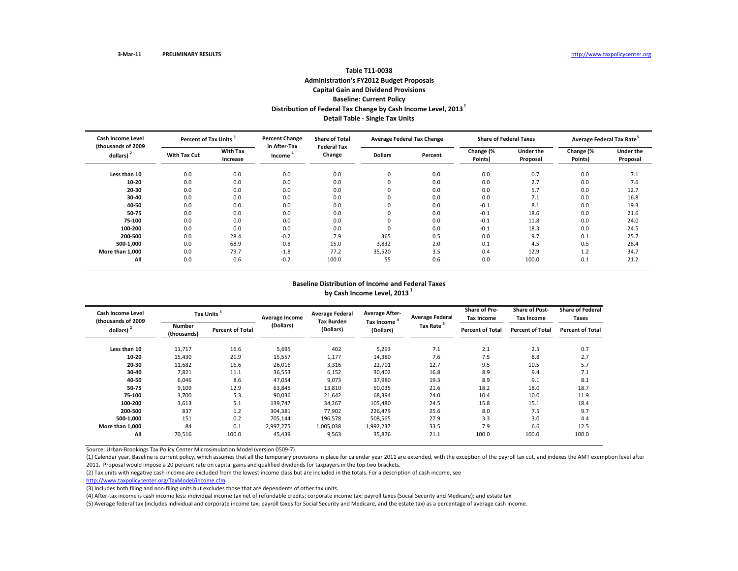3-Mar-11 PRELIMINARY RESULTS http://www.taxpolicycenter.org

### Table T11-0038
### Administration's FY2012 Budget Proposals
### Capital Gain and Dividend Provisions
### Baseline: Current Policy
### Distribution of Federal Tax Change by Cash Income Level, 2013 [1]
### Detail Table - Single Tax Units

| Cash Income Level (thousands of 2009 dollars) [2] | Percent of Tax Units [3] | | Percent Change in After-Tax Income [4] | Share of Total Federal Tax Change | Average Federal Tax Change | | Share of Federal Taxes | | Average Federal Tax Rate [5] | |
|---|---|---|---|---|---|---|---|---|---|---|
| | With Tax Cut | With Tax Increase | | | Dollars | Percent | Change (% Points) | Under the Proposal | Change (% Points) | Under the Proposal |
| Less than 10 | 0.0 | 0.0 | 0.0 | 0.0 | 0 | 0.0 | 0.0 | 0.7 | 0.0 | 7.1 |
| 10-20 | 0.0 | 0.0 | 0.0 | 0.0 | 0 | 0.0 | 0.0 | 2.7 | 0.0 | 7.6 |
| 20-30 | 0.0 | 0.0 | 0.0 | 0.0 | 0 | 0.0 | 0.0 | 5.7 | 0.0 | 12.7 |
| 30-40 | 0.0 | 0.0 | 0.0 | 0.0 | 0 | 0.0 | 0.0 | 7.1 | 0.0 | 16.8 |
| 40-50 | 0.0 | 0.0 | 0.0 | 0.0 | 0 | 0.0 | -0.1 | 8.1 | 0.0 | 19.3 |
| 50-75 | 0.0 | 0.0 | 0.0 | 0.0 | 0 | 0.0 | -0.1 | 18.6 | 0.0 | 21.6 |
| 75-100 | 0.0 | 0.0 | 0.0 | 0.0 | 0 | 0.0 | -0.1 | 11.8 | 0.0 | 24.0 |
| 100-200 | 0.0 | 0.0 | 0.0 | 0.0 | 0 | 0.0 | -0.1 | 18.3 | 0.0 | 24.5 |
| 200-500 | 0.0 | 28.4 | -0.2 | 7.9 | 365 | 0.5 | 0.0 | 9.7 | 0.1 | 25.7 |
| 500-1,000 | 0.0 | 68.9 | -0.8 | 15.0 | 3,832 | 2.0 | 0.1 | 4.5 | 0.5 | 28.4 |
| More than 1,000 | 0.0 | 79.7 | -1.8 | 77.2 | 35,520 | 3.5 | 0.4 | 12.9 | 1.2 | 34.7 |
| All | 0.0 | 0.6 | -0.2 | 100.0 | 55 | 0.6 | 0.0 | 100.0 | 0.1 | 21.2 |

### Baseline Distribution of Income and Federal Taxes by Cash Income Level, 2013 [1]

| Cash Income Level (thousands of 2009 dollars) [2] | Tax Units [3] | | Average Income (Dollars) | Average Federal Tax Burden (Dollars) | Average After-Tax Income [4] (Dollars) | Average Federal Tax Rate [5] | Share of Pre-Tax Income | Share of Post-Tax Income | Share of Federal Taxes |
|---|---|---|---|---|---|---|---|---|---|
| | Number (thousands) | Percent of Total | | | | | Percent of Total | Percent of Total | Percent of Total |
| Less than 10 | 11,717 | 16.6 | 5,695 | 402 | 5,293 | 7.1 | 2.1 | 2.5 | 0.7 |
| 10-20 | 15,430 | 21.9 | 15,557 | 1,177 | 14,380 | 7.6 | 7.5 | 8.8 | 2.7 |
| 20-30 | 11,682 | 16.6 | 26,016 | 3,316 | 22,701 | 12.7 | 9.5 | 10.5 | 5.7 |
| 30-40 | 7,821 | 11.1 | 36,553 | 6,152 | 30,402 | 16.8 | 8.9 | 9.4 | 7.1 |
| 40-50 | 6,046 | 8.6 | 47,054 | 9,073 | 37,980 | 19.3 | 8.9 | 9.1 | 8.1 |
| 50-75 | 9,109 | 12.9 | 63,845 | 13,810 | 50,035 | 21.6 | 18.2 | 18.0 | 18.7 |
| 75-100 | 3,700 | 5.3 | 90,036 | 21,642 | 68,394 | 24.0 | 10.4 | 10.0 | 11.9 |
| 100-200 | 3,613 | 5.1 | 139,747 | 34,267 | 105,480 | 24.5 | 15.8 | 15.1 | 18.4 |
| 200-500 | 837 | 1.2 | 304,381 | 77,902 | 226,479 | 25.6 | 8.0 | 7.5 | 9.7 |
| 500-1,000 | 151 | 0.2 | 705,144 | 196,578 | 508,565 | 27.9 | 3.3 | 3.0 | 4.4 |
| More than 1,000 | 84 | 0.1 | 2,997,275 | 1,005,038 | 1,992,237 | 33.5 | 7.9 | 6.6 | 12.5 |
| All | 70,516 | 100.0 | 45,439 | 9,563 | 35,876 | 21.1 | 100.0 | 100.0 | 100.0 |

Source: Urban-Brookings Tax Policy Center Microsimulation Model (version 0509-7).

(1) Calendar year. Baseline is current policy, which assumes that all the temporary provisions in place for calendar year 2011 are extended, with the exception of the payroll tax cut, and indexes the AMT exemption level after 2011. Proposal would impose a 20 percent rate on capital gains and qualified dividends for taxpayers in the top two brackets.

(2) Tax units with negative cash income are excluded from the lowest income class but are included in the totals. For a description of cash income, see http://www.taxpolicycenter.org/TaxModel/income.cfm

(3) Includes both filing and non-filing units but excludes those that are dependents of other tax units.

(4) After-tax income is cash income less: individual income tax net of refundable credits; corporate income tax; payroll taxes (Social Security and Medicare); and estate tax

(5) Average federal tax (includes individual and corporate income tax, payroll taxes for Social Security and Medicare, and the estate tax) as a percentage of average cash income.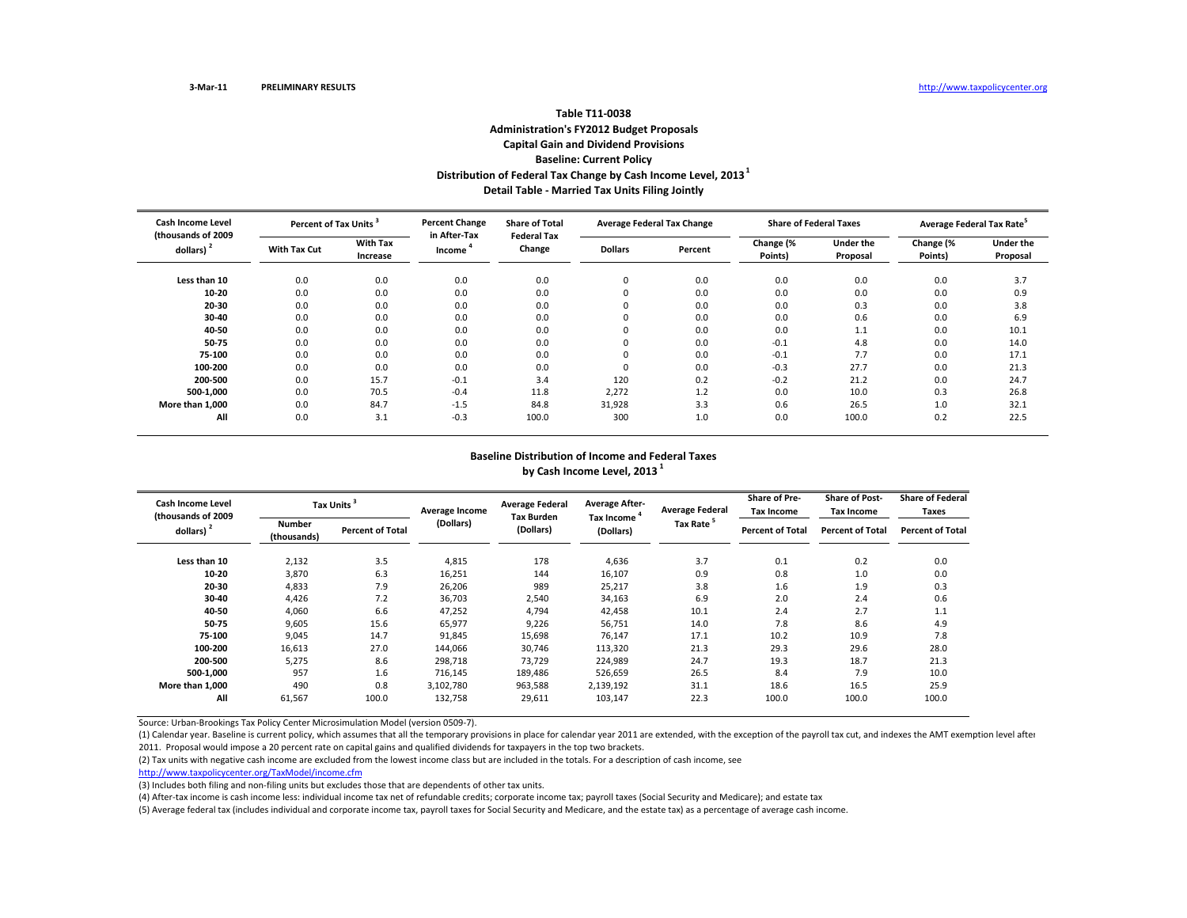3-Mar-11 PRELIMINARY RESULTS http://www.taxpolicycenter.org

## Table T11-0038
### Administration's FY2012 Budget Proposals
### Capital Gain and Dividend Provisions
### Baseline: Current Policy
### Distribution of Federal Tax Change by Cash Income Level, 2013 [1]
### Detail Table - Married Tax Units Filing Jointly

| Cash Income Level (thousands of 2009 dollars) [2] | Percent of Tax Units [3] | | Percent Change in After-Tax Income [4] | Share of Total Federal Tax Change | Average Federal Tax Change | | Share of Federal Taxes | | Average Federal Tax Rate [5] | |
|---|---|---|---|---|---|---|---|---|---|---|
| | With Tax Cut | With Tax Increase | | | Dollars | Percent | Change (% Points) | Under the Proposal | Change (% Points) | Under the Proposal |
| Less than 10 | 0.0 | 0.0 | 0.0 | 0.0 | 0 | 0.0 | 0.0 | 0.0 | 0.0 | 3.7 |
| 10-20 | 0.0 | 0.0 | 0.0 | 0.0 | 0 | 0.0 | 0.0 | 0.0 | 0.0 | 0.9 |
| 20-30 | 0.0 | 0.0 | 0.0 | 0.0 | 0 | 0.0 | 0.0 | 0.3 | 0.0 | 3.8 |
| 30-40 | 0.0 | 0.0 | 0.0 | 0.0 | 0 | 0.0 | 0.0 | 0.6 | 0.0 | 6.9 |
| 40-50 | 0.0 | 0.0 | 0.0 | 0.0 | 0 | 0.0 | 0.0 | 1.1 | 0.0 | 10.1 |
| 50-75 | 0.0 | 0.0 | 0.0 | 0.0 | 0 | 0.0 | -0.1 | 4.8 | 0.0 | 14.0 |
| 75-100 | 0.0 | 0.0 | 0.0 | 0.0 | 0 | 0.0 | -0.1 | 7.7 | 0.0 | 17.1 |
| 100-200 | 0.0 | 0.0 | 0.0 | 0.0 | 0 | 0.0 | -0.3 | 27.7 | 0.0 | 21.3 |
| 200-500 | 0.0 | 15.7 | -0.1 | 3.4 | 120 | 0.2 | -0.2 | 21.2 | 0.0 | 24.7 |
| 500-1,000 | 0.0 | 70.5 | -0.4 | 11.8 | 2,272 | 1.2 | 0.0 | 10.0 | 0.3 | 26.8 |
| More than 1,000 | 0.0 | 84.7 | -1.5 | 84.8 | 31,928 | 3.3 | 0.6 | 26.5 | 1.0 | 32.1 |
| All | 0.0 | 3.1 | -0.3 | 100.0 | 300 | 1.0 | 0.0 | 100.0 | 0.2 | 22.5 |

### Baseline Distribution of Income and Federal Taxes by Cash Income Level, 2013 [1]

| Cash Income Level (thousands of 2009 dollars) [2] | Tax Units [3] | | Average Income (Dollars) | Average Federal Tax Burden (Dollars) | Average After-Tax Income [4] (Dollars) | Average Federal Tax Rate [5] | Share of Pre-Tax Income | Share of Post-Tax Income | Share of Federal Taxes |
|---|---|---|---|---|---|---|---|---|---|
| | Number (thousands) | Percent of Total | | | | | Percent of Total | Percent of Total | Percent of Total |
| Less than 10 | 2,132 | 3.5 | 4,815 | 178 | 4,636 | 3.7 | 0.1 | 0.2 | 0.0 |
| 10-20 | 3,870 | 6.3 | 16,251 | 144 | 16,107 | 0.9 | 0.8 | 1.0 | 0.0 |
| 20-30 | 4,833 | 7.9 | 26,206 | 989 | 25,217 | 3.8 | 1.6 | 1.9 | 0.3 |
| 30-40 | 4,426 | 7.2 | 36,703 | 2,540 | 34,163 | 6.9 | 2.0 | 2.4 | 0.6 |
| 40-50 | 4,060 | 6.6 | 47,252 | 4,794 | 42,458 | 10.1 | 2.4 | 2.7 | 1.1 |
| 50-75 | 9,605 | 15.6 | 65,977 | 9,226 | 56,751 | 14.0 | 7.8 | 8.6 | 4.9 |
| 75-100 | 9,045 | 14.7 | 91,845 | 15,698 | 76,147 | 17.1 | 10.2 | 10.9 | 7.8 |
| 100-200 | 16,613 | 27.0 | 144,066 | 30,746 | 113,320 | 21.3 | 29.3 | 29.6 | 28.0 |
| 200-500 | 5,275 | 8.6 | 298,718 | 73,729 | 224,989 | 24.7 | 19.3 | 18.7 | 21.3 |
| 500-1,000 | 957 | 1.6 | 716,145 | 189,486 | 526,659 | 26.5 | 8.4 | 7.9 | 10.0 |
| More than 1,000 | 490 | 0.8 | 3,102,780 | 963,588 | 2,139,192 | 31.1 | 18.6 | 16.5 | 25.9 |
| All | 61,567 | 100.0 | 132,758 | 29,611 | 103,147 | 22.3 | 100.0 | 100.0 | 100.0 |

Source: Urban-Brookings Tax Policy Center Microsimulation Model (version 0509-7).

(1) Calendar year. Baseline is current policy, which assumes that all the temporary provisions in place for calendar year 2011 are extended, with the exception of the payroll tax cut, and indexes the AMT exemption level after 2011. Proposal would impose a 20 percent rate on capital gains and qualified dividends for taxpayers in the top two brackets.

(2) Tax units with negative cash income are excluded from the lowest income class but are included in the totals. For a description of cash income, see http://www.taxpolicycenter.org/TaxModel/income.cfm

(3) Includes both filing and non-filing units but excludes those that are dependents of other tax units.

(4) After-tax income is cash income less: individual income tax net of refundable credits; corporate income tax; payroll taxes (Social Security and Medicare); and estate tax

(5) Average federal tax (includes individual and corporate income tax, payroll taxes for Social Security and Medicare, and the estate tax) as a percentage of average cash income.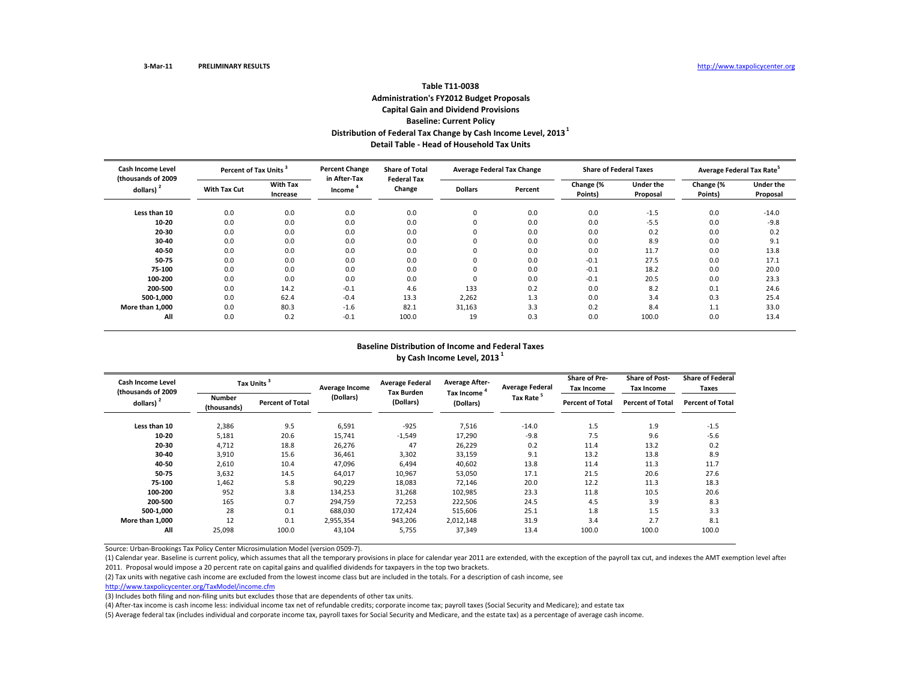3-Mar-11 PRELIMINARY RESULTS http://www.taxpolicycenter.org

# Table T11-0038
## Administration's FY2012 Budget Proposals
## Capital Gain and Dividend Provisions
## Baseline: Current Policy
## Distribution of Federal Tax Change by Cash Income Level, 2013 [1]
## Detail Table - Head of Household Tax Units

| Cash Income Level (thousands of 2009 dollars) [2] | Percent of Tax Units [3] | | Percent Change in After-Tax Income [4] | Share of Total Federal Tax Change | Average Federal Tax Change | | Share of Federal Taxes | | Average Federal Tax Rate [5] | |
|---|---|---|---|---|---|---|---|---|---|---|
| | With Tax Cut | With Tax Increase | | | Dollars | Percent | Change (% Points) | Under the Proposal | Change (% Points) | Under the Proposal |
| Less than 10 | 0.0 | 0.0 | 0.0 | 0.0 | 0 | 0.0 | 0.0 | -1.5 | 0.0 | -14.0 |
| 10-20 | 0.0 | 0.0 | 0.0 | 0.0 | 0 | 0.0 | 0.0 | -5.5 | 0.0 | -9.8 |
| 20-30 | 0.0 | 0.0 | 0.0 | 0.0 | 0 | 0.0 | 0.0 | 0.2 | 0.0 | 0.2 |
| 30-40 | 0.0 | 0.0 | 0.0 | 0.0 | 0 | 0.0 | 0.0 | 8.9 | 0.0 | 9.1 |
| 40-50 | 0.0 | 0.0 | 0.0 | 0.0 | 0 | 0.0 | 0.0 | 11.7 | 0.0 | 13.8 |
| 50-75 | 0.0 | 0.0 | 0.0 | 0.0 | 0 | 0.0 | -0.1 | 27.5 | 0.0 | 17.1 |
| 75-100 | 0.0 | 0.0 | 0.0 | 0.0 | 0 | 0.0 | -0.1 | 18.2 | 0.0 | 20.0 |
| 100-200 | 0.0 | 0.0 | 0.0 | 0.0 | 0 | 0.0 | -0.1 | 20.5 | 0.0 | 23.3 |
| 200-500 | 0.0 | 14.2 | -0.1 | 4.6 | 133 | 0.2 | 0.0 | 8.2 | 0.1 | 24.6 |
| 500-1,000 | 0.0 | 62.4 | -0.4 | 13.3 | 2,262 | 1.3 | 0.0 | 3.4 | 0.3 | 25.4 |
| More than 1,000 | 0.0 | 80.3 | -1.6 | 82.1 | 31,163 | 3.3 | 0.2 | 8.4 | 1.1 | 33.0 |
| All | 0.0 | 0.2 | -0.1 | 100.0 | 19 | 0.3 | 0.0 | 100.0 | 0.0 | 13.4 |

## Baseline Distribution of Income and Federal Taxes by Cash Income Level, 2013 [1]

| Cash Income Level (thousands of 2009 dollars) [2] | Tax Units [3] | | Average Income (Dollars) | Average Federal Tax Burden (Dollars) | Average After-Tax Income [4] (Dollars) | Average Federal Tax Rate [5] | Share of Pre-Tax Income | Share of Post-Tax Income | Share of Federal Taxes |
|---|---|---|---|---|---|---|---|---|---|
| | Number (thousands) | Percent of Total | | | | | Percent of Total | Percent of Total | Percent of Total |
| Less than 10 | 2,386 | 9.5 | 6,591 | -925 | 7,516 | -14.0 | 1.5 | 1.9 | -1.5 |
| 10-20 | 5,181 | 20.6 | 15,741 | -1,549 | 17,290 | -9.8 | 7.5 | 9.6 | -5.6 |
| 20-30 | 4,712 | 18.8 | 26,276 | 47 | 26,229 | 0.2 | 11.4 | 13.2 | 0.2 |
| 30-40 | 3,910 | 15.6 | 36,461 | 3,302 | 33,159 | 9.1 | 13.2 | 13.8 | 8.9 |
| 40-50 | 2,610 | 10.4 | 47,096 | 6,494 | 40,602 | 13.8 | 11.4 | 11.3 | 11.7 |
| 50-75 | 3,632 | 14.5 | 64,017 | 10,967 | 53,050 | 17.1 | 21.5 | 20.6 | 27.6 |
| 75-100 | 1,462 | 5.8 | 90,229 | 18,083 | 72,146 | 20.0 | 12.2 | 11.3 | 18.3 |
| 100-200 | 952 | 3.8 | 134,253 | 31,268 | 102,985 | 23.3 | 11.8 | 10.5 | 20.6 |
| 200-500 | 165 | 0.7 | 294,759 | 72,253 | 222,506 | 24.5 | 4.5 | 3.9 | 8.3 |
| 500-1,000 | 28 | 0.1 | 688,030 | 172,424 | 515,606 | 25.1 | 1.8 | 1.5 | 3.3 |
| More than 1,000 | 12 | 0.1 | 2,955,354 | 943,206 | 2,012,148 | 31.9 | 3.4 | 2.7 | 8.1 |
| All | 25,098 | 100.0 | 43,104 | 5,755 | 37,349 | 13.4 | 100.0 | 100.0 | 100.0 |

Source: Urban-Brookings Tax Policy Center Microsimulation Model (version 0509-7).

(1) Calendar year. Baseline is current policy, which assumes that all the temporary provisions in place for calendar year 2011 are extended, with the exception of the payroll tax cut, and indexes the AMT exemption level after 2011. Proposal would impose a 20 percent rate on capital gains and qualified dividends for taxpayers in the top two brackets.

(2) Tax units with negative cash income are excluded from the lowest income class but are included in the totals. For a description of cash income, see http://www.taxpolicycenter.org/TaxModel/income.cfm

(3) Includes both filing and non-filing units but excludes those that are dependents of other tax units.

(4) After-tax income is cash income less: individual income tax net of refundable credits; corporate income tax; payroll taxes (Social Security and Medicare); and estate tax

(5) Average federal tax (includes individual and corporate income tax, payroll taxes for Social Security and Medicare, and the estate tax) as a percentage of average cash income.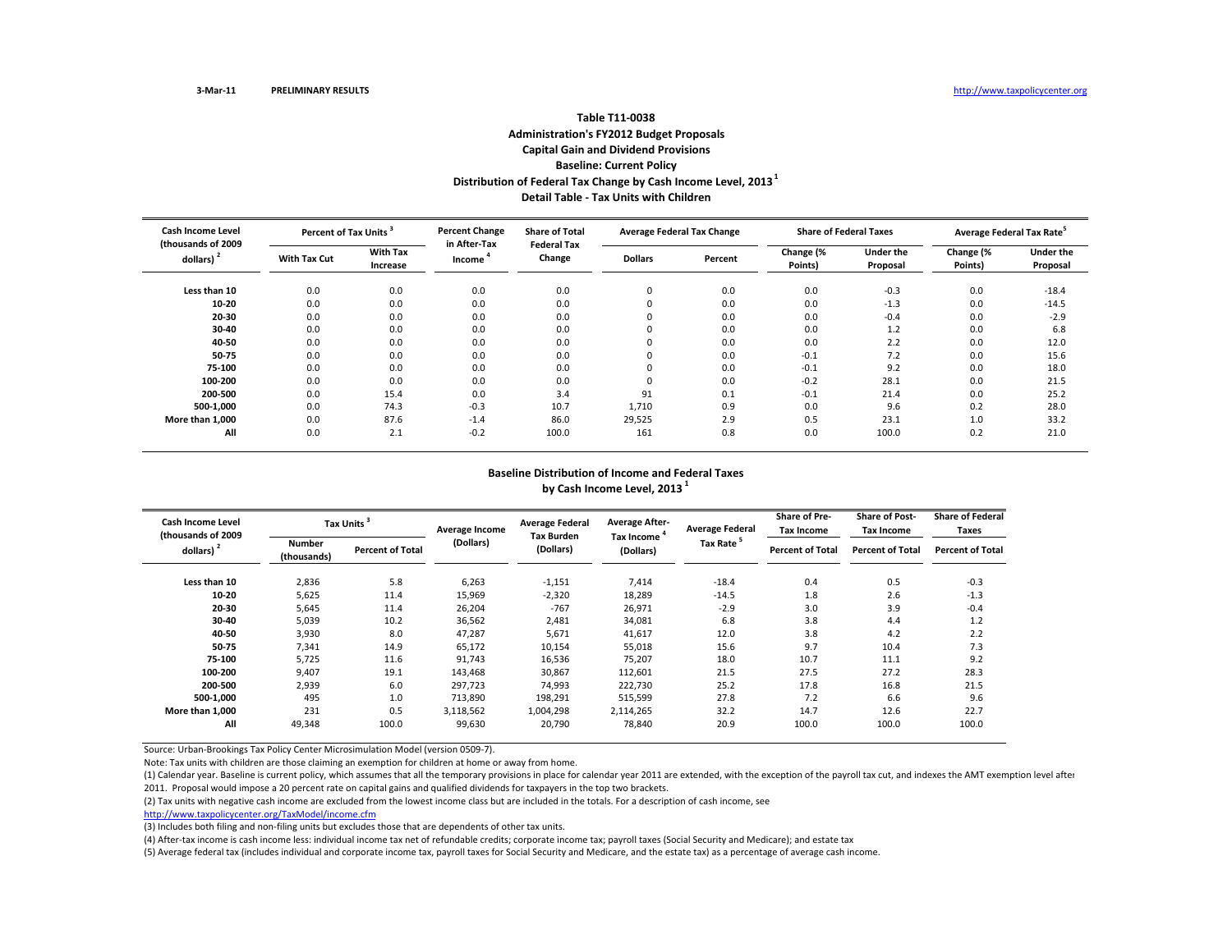3-Mar-11 PRELIMINARY RESULTS http://www.taxpolicycenter.org

**Table T11-0038**
**Administration's FY2012 Budget Proposals**
**Capital Gain and Dividend Provisions**
**Baseline: Current Policy**
**Distribution of Federal Tax Change by Cash Income Level, 2013 [1]**
**Detail Table - Tax Units with Children**

| Cash Income Level (thousands of 2009 dollars) [2] | Percent of Tax Units [3] | | Percent Change in After-Tax Income [4] | Share of Total Federal Tax Change | Average Federal Tax Change | | Share of Federal Taxes | | Average Federal Tax Rate [5] | |
|---|---|---|---|---|---|---|---|---|---|---|
| | With Tax Cut | With Tax Increase | | | Dollars | Percent | Change (% Points) | Under the Proposal | Change (% Points) | Under the Proposal |
| Less than 10 | 0.0 | 0.0 | 0.0 | 0.0 | 0 | 0.0 | 0.0 | -0.3 | 0.0 | -18.4 |
| 10-20 | 0.0 | 0.0 | 0.0 | 0.0 | 0 | 0.0 | 0.0 | -1.3 | 0.0 | -14.5 |
| 20-30 | 0.0 | 0.0 | 0.0 | 0.0 | 0 | 0.0 | 0.0 | -0.4 | 0.0 | -2.9 |
| 30-40 | 0.0 | 0.0 | 0.0 | 0.0 | 0 | 0.0 | 0.0 | 1.2 | 0.0 | 6.8 |
| 40-50 | 0.0 | 0.0 | 0.0 | 0.0 | 0 | 0.0 | 0.0 | 2.2 | 0.0 | 12.0 |
| 50-75 | 0.0 | 0.0 | 0.0 | 0.0 | 0 | 0.0 | -0.1 | 7.2 | 0.0 | 15.6 |
| 75-100 | 0.0 | 0.0 | 0.0 | 0.0 | 0 | 0.0 | -0.1 | 9.2 | 0.0 | 18.0 |
| 100-200 | 0.0 | 0.0 | 0.0 | 0.0 | 0 | 0.0 | -0.2 | 28.1 | 0.0 | 21.5 |
| 200-500 | 0.0 | 15.4 | 0.0 | 3.4 | 91 | 0.1 | -0.1 | 21.4 | 0.0 | 25.2 |
| 500-1,000 | 0.0 | 74.3 | -0.3 | 10.7 | 1,710 | 0.9 | 0.0 | 9.6 | 0.2 | 28.0 |
| More than 1,000 | 0.0 | 87.6 | -1.4 | 86.0 | 29,525 | 2.9 | 0.5 | 23.1 | 1.0 | 33.2 |
| All | 0.0 | 2.1 | -0.2 | 100.0 | 161 | 0.8 | 0.0 | 100.0 | 0.2 | 21.0 |

**Baseline Distribution of Income and Federal Taxes**
**by Cash Income Level, 2013 [1]**

| Cash Income Level (thousands of 2009 dollars) [2] | Tax Units [3] | | Average Income (Dollars) | Average Federal Tax Burden (Dollars) | Average After-Tax Income [4] (Dollars) | Average Federal Tax Rate [5] | Share of Pre-Tax Income | Share of Post-Tax Income | Share of Federal Taxes |
|---|---|---|---|---|---|---|---|---|---|
| | Number (thousands) | Percent of Total | | | | | Percent of Total | Percent of Total | Percent of Total |
| Less than 10 | 2,836 | 5.8 | 6,263 | -1,151 | 7,414 | -18.4 | 0.4 | 0.5 | -0.3 |
| 10-20 | 5,625 | 11.4 | 15,969 | -2,320 | 18,289 | -14.5 | 1.8 | 2.6 | -1.3 |
| 20-30 | 5,645 | 11.4 | 26,204 | -767 | 26,971 | -2.9 | 3.0 | 3.9 | -0.4 |
| 30-40 | 5,039 | 10.2 | 36,562 | 2,481 | 34,081 | 6.8 | 3.8 | 4.4 | 1.2 |
| 40-50 | 3,930 | 8.0 | 47,287 | 5,671 | 41,617 | 12.0 | 3.8 | 4.2 | 2.2 |
| 50-75 | 7,341 | 14.9 | 65,172 | 10,154 | 55,018 | 15.6 | 9.7 | 10.4 | 7.3 |
| 75-100 | 5,725 | 11.6 | 91,743 | 16,536 | 75,207 | 18.0 | 10.7 | 11.1 | 9.2 |
| 100-200 | 9,407 | 19.1 | 143,468 | 30,867 | 112,601 | 21.5 | 27.5 | 27.2 | 28.3 |
| 200-500 | 2,939 | 6.0 | 297,723 | 74,993 | 222,730 | 25.2 | 17.8 | 16.8 | 21.5 |
| 500-1,000 | 495 | 1.0 | 713,890 | 198,291 | 515,599 | 27.8 | 7.2 | 6.6 | 9.6 |
| More than 1,000 | 231 | 0.5 | 3,118,562 | 1,004,298 | 2,114,265 | 32.2 | 14.7 | 12.6 | 22.7 |
| All | 49,348 | 100.0 | 99,630 | 20,790 | 78,840 | 20.9 | 100.0 | 100.0 | 100.0 |

Source: Urban-Brookings Tax Policy Center Microsimulation Model (version 0509-7).

Note: Tax units with children are those claiming an exemption for children at home or away from home.

(1) Calendar year. Baseline is current policy, which assumes that all the temporary provisions in place for calendar year 2011 are extended, with the exception of the payroll tax cut, and indexes the AMT exemption level after 2011. Proposal would impose a 20 percent rate on capital gains and qualified dividends for taxpayers in the top two brackets.

(2) Tax units with negative cash income are excluded from the lowest income class but are included in the totals. For a description of cash income, see http://www.taxpolicycenter.org/TaxModel/income.cfm

(3) Includes both filing and non-filing units but excludes those that are dependents of other tax units.

(4) After-tax income is cash income less: individual income tax net of refundable credits; corporate income tax; payroll taxes (Social Security and Medicare); and estate tax

(5) Average federal tax (includes individual and corporate income tax, payroll taxes for Social Security and Medicare, and the estate tax) as a percentage of average cash income.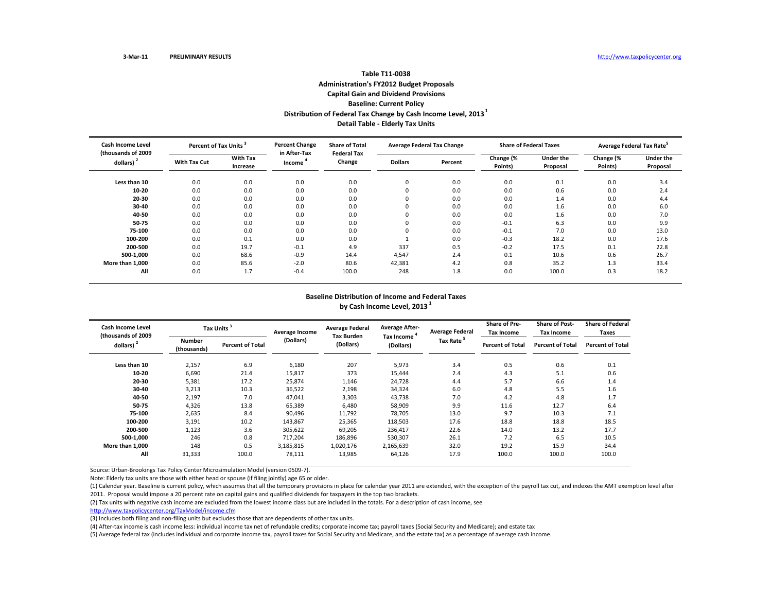3-Mar-11 PRELIMINARY RESULTS http://www.taxpolicycenter.org

# Table T11-0038
## Administration's FY2012 Budget Proposals
## Capital Gain and Dividend Provisions
## Baseline: Current Policy
## Distribution of Federal Tax Change by Cash Income Level, 2013 [1]
## Detail Table - Elderly Tax Units

| Cash Income Level (thousands of 2009 dollars) [2] | Percent of Tax Units [3] | | Percent Change in After-Tax Income [4] | Share of Total Federal Tax Change | Average Federal Tax Change | | Share of Federal Taxes | | Average Federal Tax Rate [5] | |
|---|---|---|---|---|---|---|---|---|---|---|
| | With Tax Cut | With Tax Increase | | | Dollars | Percent | Change (% Points) | Under the Proposal | Change (% Points) | Under the Proposal |
| Less than 10 | 0.0 | 0.0 | 0.0 | 0.0 | 0 | 0.0 | 0.0 | 0.1 | 0.0 | 3.4 |
| 10-20 | 0.0 | 0.0 | 0.0 | 0.0 | 0 | 0.0 | 0.0 | 0.6 | 0.0 | 2.4 |
| 20-30 | 0.0 | 0.0 | 0.0 | 0.0 | 0 | 0.0 | 0.0 | 1.4 | 0.0 | 4.4 |
| 30-40 | 0.0 | 0.0 | 0.0 | 0.0 | 0 | 0.0 | 0.0 | 1.6 | 0.0 | 6.0 |
| 40-50 | 0.0 | 0.0 | 0.0 | 0.0 | 0 | 0.0 | 0.0 | 1.6 | 0.0 | 7.0 |
| 50-75 | 0.0 | 0.0 | 0.0 | 0.0 | 0 | 0.0 | -0.1 | 6.3 | 0.0 | 9.9 |
| 75-100 | 0.0 | 0.0 | 0.0 | 0.0 | 0 | 0.0 | -0.1 | 7.0 | 0.0 | 13.0 |
| 100-200 | 0.0 | 0.1 | 0.0 | 0.0 | 1 | 0.0 | -0.3 | 18.2 | 0.0 | 17.6 |
| 200-500 | 0.0 | 19.7 | -0.1 | 4.9 | 337 | 0.5 | -0.2 | 17.5 | 0.1 | 22.8 |
| 500-1,000 | 0.0 | 68.6 | -0.9 | 14.4 | 4,547 | 2.4 | 0.1 | 10.6 | 0.6 | 26.7 |
| More than 1,000 | 0.0 | 85.6 | -2.0 | 80.6 | 42,381 | 4.2 | 0.8 | 35.2 | 1.3 | 33.4 |
| All | 0.0 | 1.7 | -0.4 | 100.0 | 248 | 1.8 | 0.0 | 100.0 | 0.3 | 18.2 |

## Baseline Distribution of Income and Federal Taxes by Cash Income Level, 2013 [1]

| Cash Income Level (thousands of 2009 dollars) [2] | Tax Units [3] | | Average Income (Dollars) | Average Federal Tax Burden (Dollars) | Average After-Tax Income [4] (Dollars) | Average Federal Tax Rate [5] | Share of Pre-Tax Income | Share of Post-Tax Income | Share of Federal Taxes |
|---|---|---|---|---|---|---|---|---|---|
| | Number (thousands) | Percent of Total | | | | | Percent of Total | Percent of Total | Percent of Total |
| Less than 10 | 2,157 | 6.9 | 6,180 | 207 | 5,973 | 3.4 | 0.5 | 0.6 | 0.1 |
| 10-20 | 6,690 | 21.4 | 15,817 | 373 | 15,444 | 2.4 | 4.3 | 5.1 | 0.6 |
| 20-30 | 5,381 | 17.2 | 25,874 | 1,146 | 24,728 | 4.4 | 5.7 | 6.6 | 1.4 |
| 30-40 | 3,213 | 10.3 | 36,522 | 2,198 | 34,324 | 6.0 | 4.8 | 5.5 | 1.6 |
| 40-50 | 2,197 | 7.0 | 47,041 | 3,303 | 43,738 | 7.0 | 4.2 | 4.8 | 1.7 |
| 50-75 | 4,326 | 13.8 | 65,389 | 6,480 | 58,909 | 9.9 | 11.6 | 12.7 | 6.4 |
| 75-100 | 2,635 | 8.4 | 90,496 | 11,792 | 78,705 | 13.0 | 9.7 | 10.3 | 7.1 |
| 100-200 | 3,191 | 10.2 | 143,867 | 25,365 | 118,503 | 17.6 | 18.8 | 18.8 | 18.5 |
| 200-500 | 1,123 | 3.6 | 305,622 | 69,205 | 236,417 | 22.6 | 14.0 | 13.2 | 17.7 |
| 500-1,000 | 246 | 0.8 | 717,204 | 186,896 | 530,307 | 26.1 | 7.2 | 6.5 | 10.5 |
| More than 1,000 | 148 | 0.5 | 3,185,815 | 1,020,176 | 2,165,639 | 32.0 | 19.2 | 15.9 | 34.4 |
| All | 31,333 | 100.0 | 78,111 | 13,985 | 64,126 | 17.9 | 100.0 | 100.0 | 100.0 |

Source: Urban-Brookings Tax Policy Center Microsimulation Model (version 0509-7).

Note: Elderly tax units are those with either head or spouse (if filing jointly) age 65 or older.

(1) Calendar year. Baseline is current policy, which assumes that all the temporary provisions in place for calendar year 2011 are extended, with the exception of the payroll tax cut, and indexes the AMT exemption level after 2011. Proposal would impose a 20 percent rate on capital gains and qualified dividends for taxpayers in the top two brackets.

(2) Tax units with negative cash income are excluded from the lowest income class but are included in the totals. For a description of cash income, see http://www.taxpolicycenter.org/TaxModel/income.cfm

(3) Includes both filing and non-filing units but excludes those that are dependents of other tax units.

(4) After-tax income is cash income less: individual income tax net of refundable credits; corporate income tax; payroll taxes (Social Security and Medicare); and estate tax

(5) Average federal tax (includes individual and corporate income tax, payroll taxes for Social Security and Medicare, and the estate tax) as a percentage of average cash income.